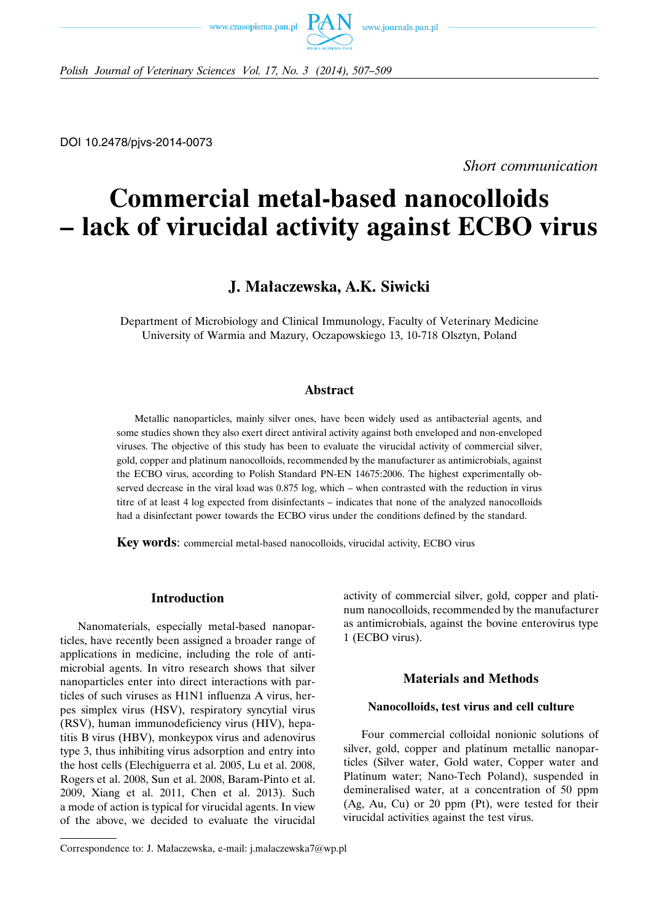DOI 10.2478/pjvs-2014-0073

*Short communication*

# Commercial metal-based nanocolloids – lack of virucidal activity against ECBO virus

## J. Małaczewska, A.K. Siwicki

Department of Microbiology and Clinical Immunology, Faculty of Veterinary Medicine University of Warmia and Mazury, Oczapowskiego 13, 10-718 Olsztyn, Poland

### Abstract

Metallic nanoparticles, mainly silver ones, have been widely used as antibacterial agents, and some studies shown they also exert direct antiviral activity against both enveloped and non-enveloped viruses. The objective of this study has been to evaluate the virucidal activity of commercial silver, gold, copper and platinum nanocolloids, recommended by the manufacturer as antimicrobials, against the ECBO virus, according to Polish Standard PN-EN 14675:2006. The highest experimentally observed decrease in the viral load was 0.875 log, which – when contrasted with the reduction in virus titre of at least 4 log expected from disinfectants – indicates that none of the analyzed nanocolloids had a disinfectant power towards the ECBO virus under the conditions defined by the standard.

**Key words**: commercial metal-based nanocolloids, virucidal activity, ECBO virus

### Introduction

Nanomaterials, especially metal-based nanoparticles, have recently been assigned a broader range of applications in medicine, including the role of antimicrobial agents. In vitro research shows that silver nanoparticles enter into direct interactions with particles of such viruses as H1N1 influenza A virus, herpes simplex virus (HSV), respiratory syncytial virus (RSV), human immunodeficiency virus (HIV), hepatitis B virus (HBV), monkeypox virus and adenovirus type 3, thus inhibiting virus adsorption and entry into the host cells (Elechiguerra et al. 2005, Lu et al. 2008, Rogers et al. 2008, Sun et al. 2008, Baram-Pinto et al. 2009, Xiang et al. 2011, Chen et al. 2013). Such a mode of action is typical for virucidal agents. In view of the above, we decided to evaluate the virucidal activity of commercial silver, gold, copper and platinum nanocolloids, recommended by the manufacturer as antimicrobials, against the bovine enterovirus type 1 (ECBO virus).

### Materials and Methods

#### Nanocolloids, test virus and cell culture

Four commercial colloidal nonionic solutions of silver, gold, copper and platinum metallic nanoparticles (Silver water, Gold water, Copper water and Platinum water; Nano-Tech Poland), suspended in demineralised water, at a concentration of 50 ppm (Ag, Au, Cu) or 20 ppm (Pt), were tested for their virucidal activities against the test virus.

Correspondence to: J. Małaczewska, e-mail: j.malaczewska7@wp.pl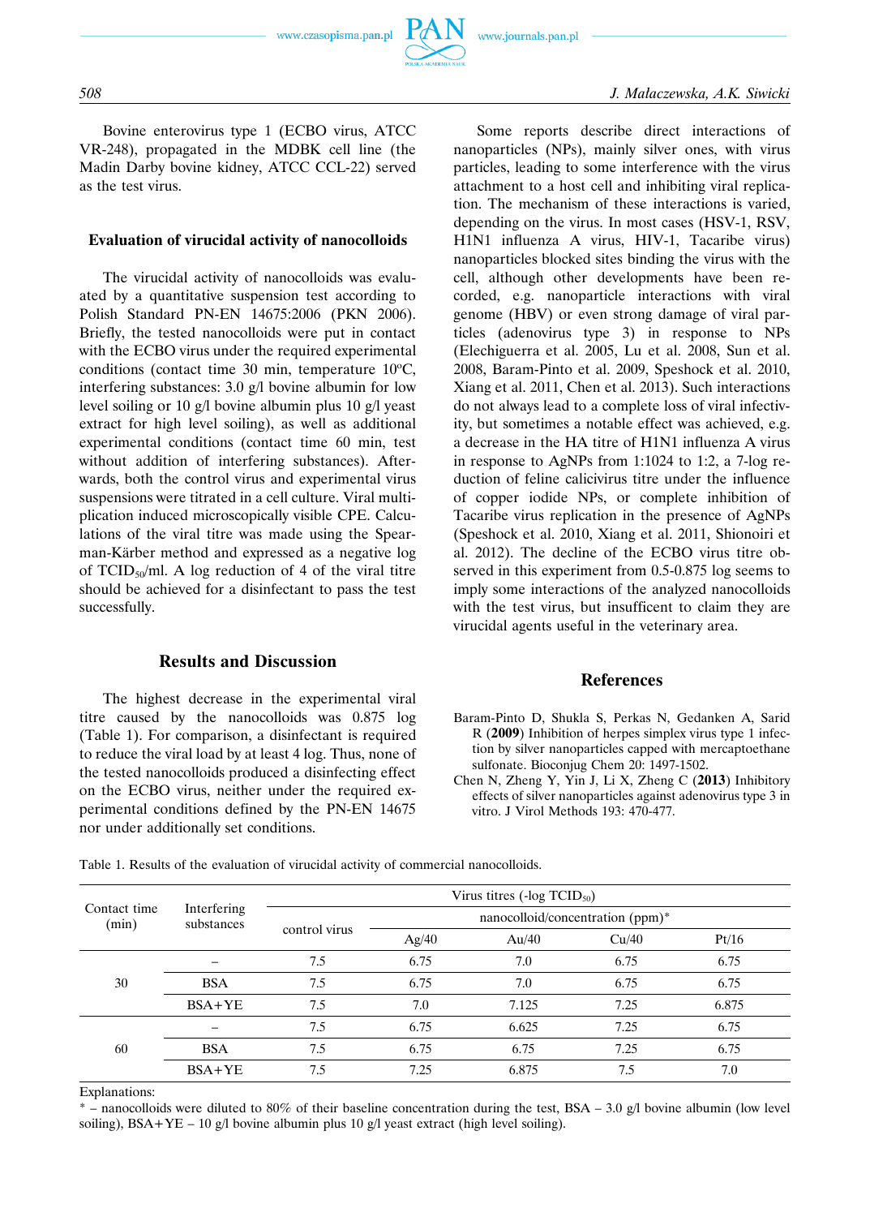Bovine enterovirus type 1 (ECBO virus, ATCC VR-248), propagated in the MDBK cell line (the Madin Darby bovine kidney, ATCC CCL-22) served as the test virus.

### Evaluation of virucidal activity of nanocolloids

The virucidal activity of nanocolloids was evaluated by a quantitative suspension test according to Polish Standard PN-EN 14675:2006 (PKN 2006). Briefly, the tested nanocolloids were put in contact with the ECBO virus under the required experimental conditions (contact time 30 min, temperature 10ºC, interfering substances: 3.0 g/l bovine albumin for low level soiling or 10 g/l bovine albumin plus 10 g/l yeast extract for high level soiling), as well as additional experimental conditions (contact time 60 min, test without addition of interfering substances). Afterwards, both the control virus and experimental virus suspensions were titrated in a cell culture. Viral multiplication induced microscopically visible CPE. Calculations of the viral titre was made using the Spearman-Kärber method and expressed as a negative log of $TCID_{50}$/ml. A log reduction of 4 of the viral titre should be achieved for a disinfectant to pass the test successfully.

## Results and Discussion

The highest decrease in the experimental viral titre caused by the nanocolloids was 0.875 log (Table 1). For comparison, a disinfectant is required to reduce the viral load by at least 4 log. Thus, none of the tested nanocolloids produced a disinfecting effect on the ECBO virus, neither under the required experimental conditions defined by the PN-EN 14675 nor under additionally set conditions.

Some reports describe direct interactions of nanoparticles (NPs), mainly silver ones, with virus particles, leading to some interference with the virus attachment to a host cell and inhibiting viral replication. The mechanism of these interactions is varied, depending on the virus. In most cases (HSV-1, RSV, H1N1 influenza A virus, HIV-1, Tacaribe virus) nanoparticles blocked sites binding the virus with the cell, although other developments have been recorded, e.g. nanoparticle interactions with viral genome (HBV) or even strong damage of viral particles (adenovirus type 3) in response to NPs (Elechiguerra et al. 2005, Lu et al. 2008, Sun et al. 2008, Baram-Pinto et al. 2009, Speshock et al. 2010, Xiang et al. 2011, Chen et al. 2013). Such interactions do not always lead to a complete loss of viral infectivity, but sometimes a notable effect was achieved, e.g. a decrease in the HA titre of H1N1 influenza A virus in response to AgNPs from 1:1024 to 1:2, a 7-log reduction of feline calicivirus titre under the influence of copper iodide NPs, or complete inhibition of Tacaribe virus replication in the presence of AgNPs (Speshock et al. 2010, Xiang et al. 2011, Shionoiri et al. 2012). The decline of the ECBO virus titre observed in this experiment from 0.5-0.875 log seems to imply some interactions of the analyzed nanocolloids with the test virus, but insuffcent to claim they are virucidal agents useful in the veterinary area.

Table 1. Results of the evaluation of virucidal activity of commercial nanocolloids.

| Contact time (min) | Interfering substances | Virus titres (-log $TCID_{50}$) | | | | |
|---|---|---|---|---|---|---|
| | | control virus | nanocolloid/concentration (ppm)* | | | |
| | | | Ag/40 | Au/40 | Cu/40 | Pt/16 |
| 30 | – | 7.5 | 6.75 | 7.0 | 6.75 | 6.75 |
| | BSA | 7.5 | 6.75 | 7.0 | 6.75 | 6.75 |
| | BSA+YE | 7.5 | 7.0 | 7.125 | 7.25 | 6.875 |
| 60 | – | 7.5 | 6.75 | 6.625 | 7.25 | 6.75 |
| | BSA | 7.5 | 6.75 | 6.75 | 7.25 | 6.75 |
| | BSA+YE | 7.5 | 7.25 | 6.875 | 7.5 | 7.0 |

Explanations:
* – nanocolloids were diluted to 80% of their baseline concentration during the test, BSA – 3.0 g/l bovine albumin (low level soiling), BSA+YE – 10 g/l bovine albumin plus 10 g/l yeast extract (high level soiling).

## References

Baram-Pinto D, Shukla S, Perkas N, Gedanken A, Sarid R (**2009**) Inhibition of herpes simplex virus type 1 infection by silver nanoparticles capped with mercaptoethane sulfonate. Bioconjug Chem 20: 1497-1502.

Chen N, Zheng Y, Yin J, Li X, Zheng C (**2013**) Inhibitory effects of silver nanoparticles against adenovirus type 3 in vitro. J Virol Methods 193: 470-477.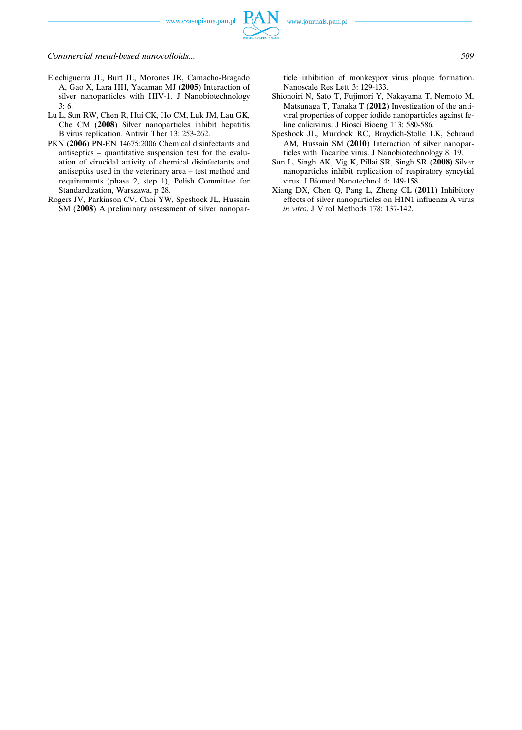Elechiguerra JL, Burt JL, Morones JR, Camacho-Bragado A, Gao X, Lara HH, Yacaman MJ (**2005**) Interaction of silver nanoparticles with HIV-1. J Nanobiotechnology 3: 6.

Lu L, Sun RW, Chen R, Hui CK, Ho CM, Luk JM, Lau GK, Che CM (**2008**) Silver nanoparticles inhibit hepatitis B virus replication. Antivir Ther 13: 253-262.

PKN (**2006**) PN-EN 14675:2006 Chemical disinfectants and antiseptics – quantitative suspension test for the evaluation of virucidal activity of chemical disinfectants and antiseptics used in the veterinary area – test method and requirements (phase 2, step 1), Polish Committee for Standardization, Warszawa, p 28.

Rogers JV, Parkinson CV, Choi YW, Speshock JL, Hussain SM (**2008**) A preliminary assessment of silver nanoparticle inhibition of monkeypox virus plaque formation. Nanoscale Res Lett 3: 129-133.

Shionoiri N, Sato T, Fujimori Y, Nakayama T, Nemoto M, Matsunaga T, Tanaka T (**2012**) Investigation of the antiviral properties of copper iodide nanoparticles against feline calicivirus. J Biosci Bioeng 113: 580-586.

Speshock JL, Murdock RC, Braydich-Stolle LK, Schrand AM, Hussain SM (**2010**) Interaction of silver nanoparticles with Tacaribe virus. J Nanobiotechnology 8: 19.

Sun L, Singh AK, Vig K, Pillai SR, Singh SR (**2008**) Silver nanoparticles inhibit replication of respiratory syncytial virus. J Biomed Nanotechnol 4: 149-158.

Xiang DX, Chen Q, Pang L, Zheng CL (**2011**) Inhibitory effects of silver nanoparticles on H1N1 influenza A virus *in vitro*. J Virol Methods 178: 137-142.